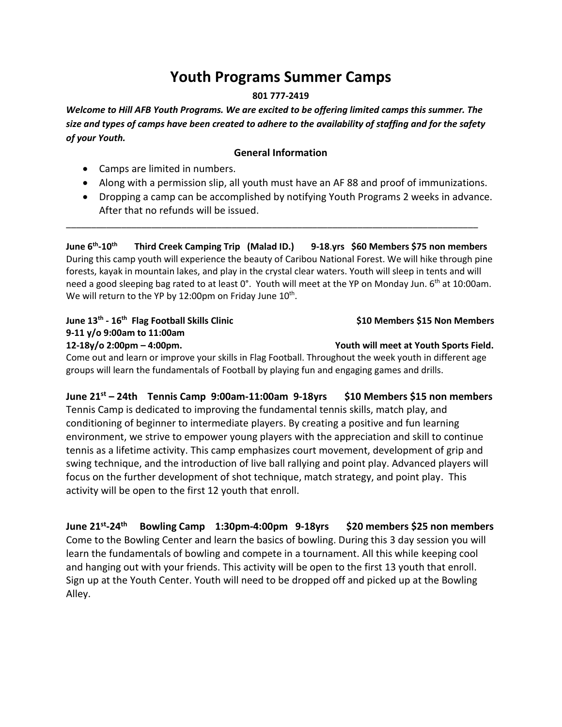# Youth Programs Summer Camps

**801 777-2419**

***Welcome to Hill AFB Youth Programs. We are excited to be offering limited camps this summer. The size and types of camps have been created to adhere to the availability of staffing and for the safety of your Youth.***

## General Information

- Camps are limited in numbers.
- Along with a permission slip, all youth must have an AF 88 and proof of immunizations.
- Dropping a camp can be accomplished by notifying Youth Programs 2 weeks in advance. After that no refunds will be issued.

---

**June 6th-10th    Third Creek Camping Trip (Malad ID.)    9-18.yrs  $60 Members $75 non members**

During this camp youth will experience the beauty of Caribou National Forest. We will hike through pine forests, kayak in mountain lakes, and play in the crystal clear waters. Youth will sleep in tents and will need a good sleeping bag rated to at least 0°. Youth will meet at the YP on Monday Jun. 6th at 10:00am. We will return to the YP by 12:00pm on Friday June 10th.

**June 13th - 16th Flag Football Skills Clinic    $10 Members $15 Non Members**
**9-11 y/o 9:00am to 11:00am**
**12-18y/o 2:00pm – 4:00pm.    Youth will meet at Youth Sports Field.**

Come out and learn or improve your skills in Flag Football. Throughout the week youth in different age groups will learn the fundamentals of Football by playing fun and engaging games and drills.

**June 21st – 24th  Tennis Camp  9:00am-11:00am  9-18yrs    $10 Members $15 non members**

Tennis Camp is dedicated to improving the fundamental tennis skills, match play, and conditioning of beginner to intermediate players. By creating a positive and fun learning environment, we strive to empower young players with the appreciation and skill to continue tennis as a lifetime activity. This camp emphasizes court movement, development of grip and swing technique, and the introduction of live ball rallying and point play. Advanced players will focus on the further development of shot technique, match strategy, and point play. This activity will be open to the first 12 youth that enroll.

**June 21st-24th  Bowling Camp  1:30pm-4:00pm  9-18yrs    $20 members $25 non members**

Come to the Bowling Center and learn the basics of bowling. During this 3 day session you will learn the fundamentals of bowling and compete in a tournament. All this while keeping cool and hanging out with your friends. This activity will be open to the first 13 youth that enroll. Sign up at the Youth Center. Youth will need to be dropped off and picked up at the Bowling Alley.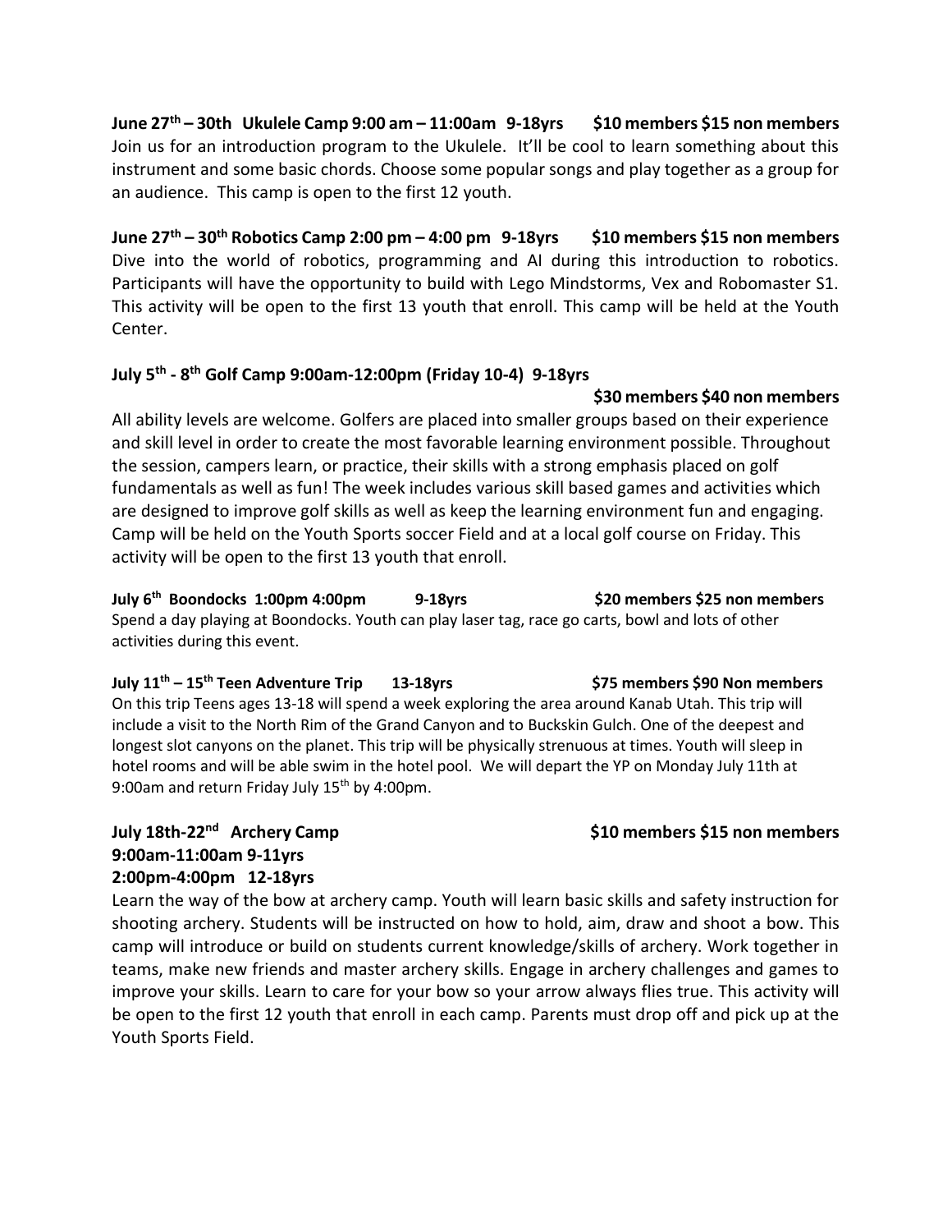**June 27th – 30th Ukulele Camp 9:00 am – 11:00am 9-18yrs $10 members $15 non members**

Join us for an introduction program to the Ukulele. It'll be cool to learn something about this instrument and some basic chords. Choose some popular songs and play together as a group for an audience. This camp is open to the first 12 youth.

**June 27th – 30th Robotics Camp 2:00 pm – 4:00 pm 9-18yrs $10 members $15 non members**

Dive into the world of robotics, programming and AI during this introduction to robotics. Participants will have the opportunity to build with Lego Mindstorms, Vex and Robomaster S1. This activity will be open to the first 13 youth that enroll. This camp will be held at the Youth Center.

**July 5th - 8th Golf Camp 9:00am-12:00pm (Friday 10-4) 9-18yrs**

**$30 members $40 non members**

All ability levels are welcome. Golfers are placed into smaller groups based on their experience and skill level in order to create the most favorable learning environment possible. Throughout the session, campers learn, or practice, their skills with a strong emphasis placed on golf fundamentals as well as fun! The week includes various skill based games and activities which are designed to improve golf skills as well as keep the learning environment fun and engaging. Camp will be held on the Youth Sports soccer Field and at a local golf course on Friday. This activity will be open to the first 13 youth that enroll.

**July 6th Boondocks 1:00pm 4:00pm 9-18yrs $20 members $25 non members**

Spend a day playing at Boondocks. Youth can play laser tag, race go carts, bowl and lots of other activities during this event.

**July 11th – 15th Teen Adventure Trip 13-18yrs $75 members $90 Non members**

On this trip Teens ages 13-18 will spend a week exploring the area around Kanab Utah. This trip will include a visit to the North Rim of the Grand Canyon and to Buckskin Gulch. One of the deepest and longest slot canyons on the planet. This trip will be physically strenuous at times. Youth will sleep in hotel rooms and will be able swim in the hotel pool. We will depart the YP on Monday July 11th at 9:00am and return Friday July 15th by 4:00pm.

**July 18th-22nd Archery Camp $10 members $15 non members**
**9:00am-11:00am 9-11yrs**
**2:00pm-4:00pm 12-18yrs**

Learn the way of the bow at archery camp. Youth will learn basic skills and safety instruction for shooting archery. Students will be instructed on how to hold, aim, draw and shoot a bow. This camp will introduce or build on students current knowledge/skills of archery. Work together in teams, make new friends and master archery skills. Engage in archery challenges and games to improve your skills. Learn to care for your bow so your arrow always flies true. This activity will be open to the first 12 youth that enroll in each camp. Parents must drop off and pick up at the Youth Sports Field.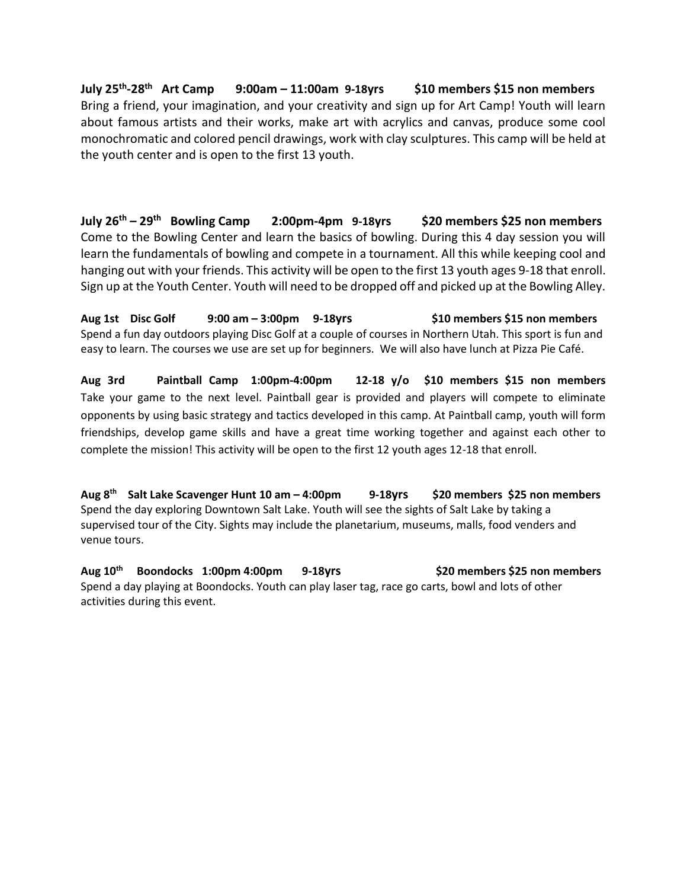**July 25th-28th Art Camp 9:00am – 11:00am 9-18yrs $10 members $15 non members**
Bring a friend, your imagination, and your creativity and sign up for Art Camp! Youth will learn about famous artists and their works, make art with acrylics and canvas, produce some cool monochromatic and colored pencil drawings, work with clay sculptures. This camp will be held at the youth center and is open to the first 13 youth.

**July 26th – 29th Bowling Camp 2:00pm-4pm 9-18yrs $20 members $25 non members**
Come to the Bowling Center and learn the basics of bowling. During this 4 day session you will learn the fundamentals of bowling and compete in a tournament. All this while keeping cool and hanging out with your friends. This activity will be open to the first 13 youth ages 9-18 that enroll. Sign up at the Youth Center. Youth will need to be dropped off and picked up at the Bowling Alley.

**Aug 1st Disc Golf 9:00 am – 3:00pm 9-18yrs $10 members $15 non members**
Spend a fun day outdoors playing Disc Golf at a couple of courses in Northern Utah. This sport is fun and easy to learn. The courses we use are set up for beginners. We will also have lunch at Pizza Pie Café.

**Aug 3rd Paintball Camp 1:00pm-4:00pm 12-18 y/o $10 members $15 non members**
Take your game to the next level. Paintball gear is provided and players will compete to eliminate opponents by using basic strategy and tactics developed in this camp. At Paintball camp, youth will form friendships, develop game skills and have a great time working together and against each other to complete the mission! This activity will be open to the first 12 youth ages 12-18 that enroll.

**Aug 8th Salt Lake Scavenger Hunt 10 am – 4:00pm 9-18yrs $20 members $25 non members**
Spend the day exploring Downtown Salt Lake. Youth will see the sights of Salt Lake by taking a supervised tour of the City. Sights may include the planetarium, museums, malls, food venders and venue tours.

**Aug 10th Boondocks 1:00pm 4:00pm 9-18yrs $20 members $25 non members**
Spend a day playing at Boondocks. Youth can play laser tag, race go carts, bowl and lots of other activities during this event.